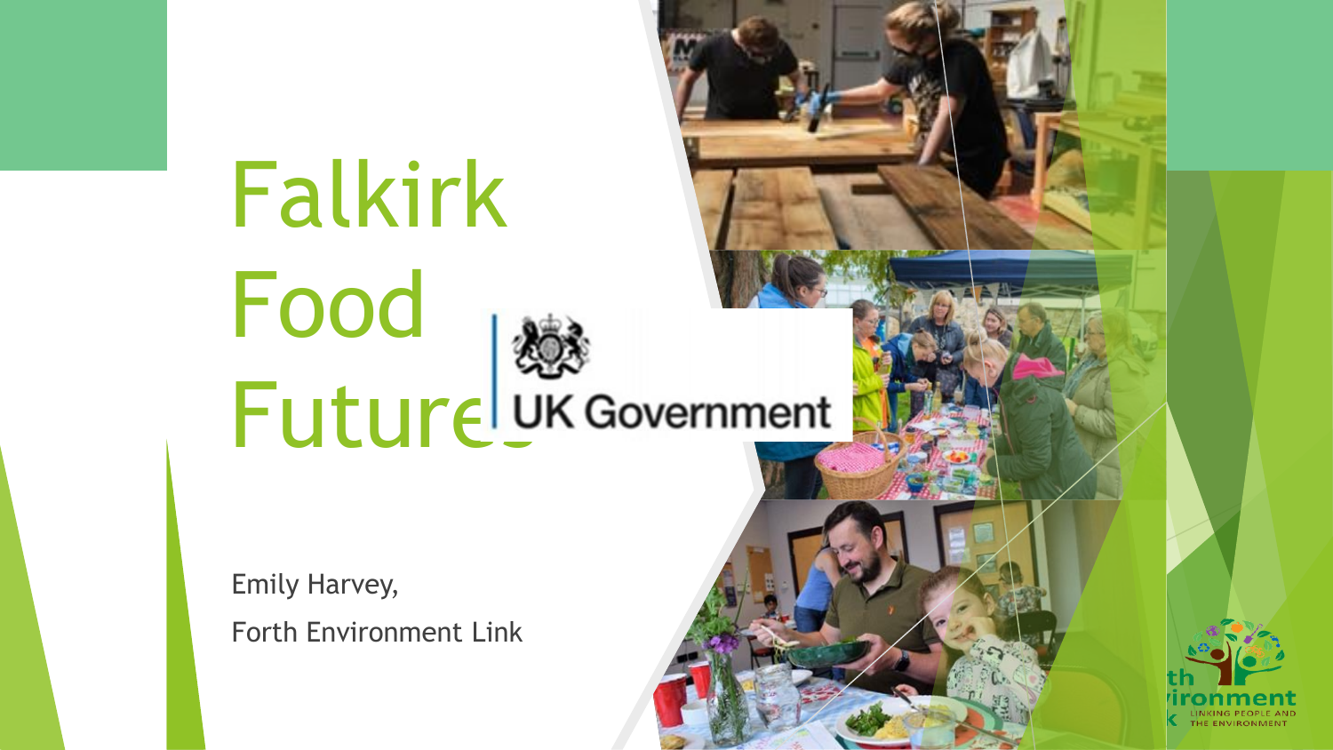# Falkirk Food Futures

UK Government

Emily Harvey,

Forth Environment Link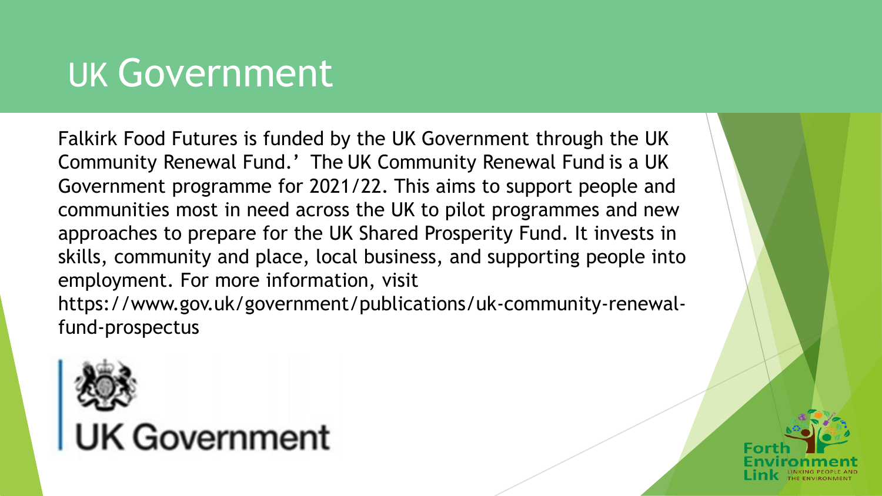# UK Government

Falkirk Food Futures is funded by the UK Government through the UK Community Renewal Fund.' The UK Community Renewal Fund is a UK Government programme for 2021/22. This aims to support people and communities most in need across the UK to pilot programmes and new approaches to prepare for the UK Shared Prosperity Fund. It invests in skills, community and place, local business, and supporting people into employment. For more information, visit https://www.gov.uk/government/publications/uk-community-renewal-fund-prospectus

UK Government

Forth Environment Link
LINKING PEOPLE AND THE ENVIRONMENT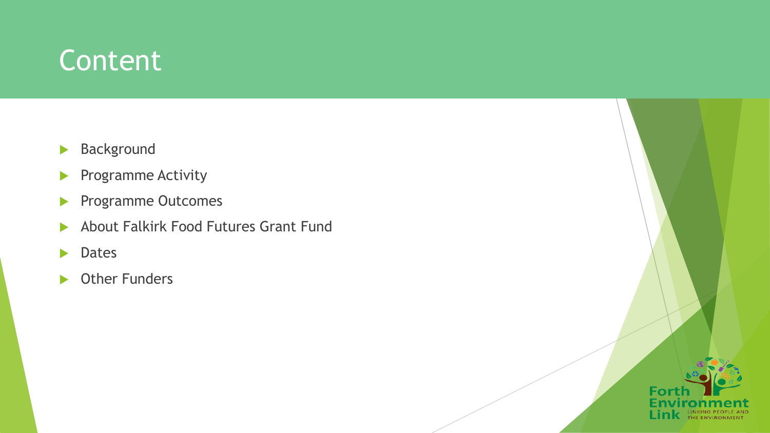# Content

- Background
- Programme Activity
- Programme Outcomes
- About Falkirk Food Futures Grant Fund
- Dates
- Other Funders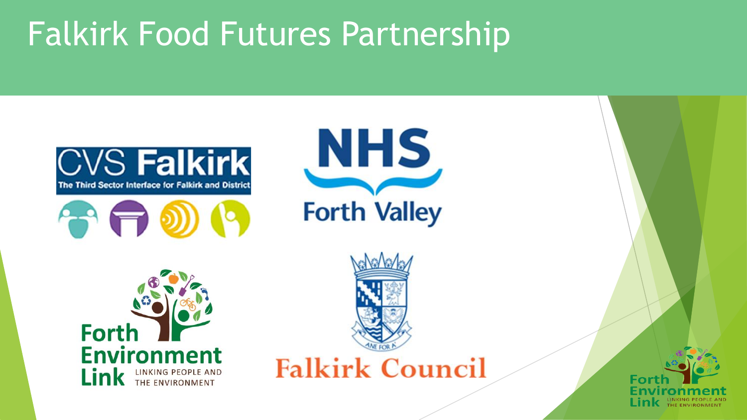# Falkirk Food Futures Partnership

CVS Falkirk

The Third Sector Interface for Falkirk and District

NHS Forth Valley

Forth Environment Link LINKING PEOPLE AND THE ENVIRONMENT

ANE FOR A'

Falkirk Council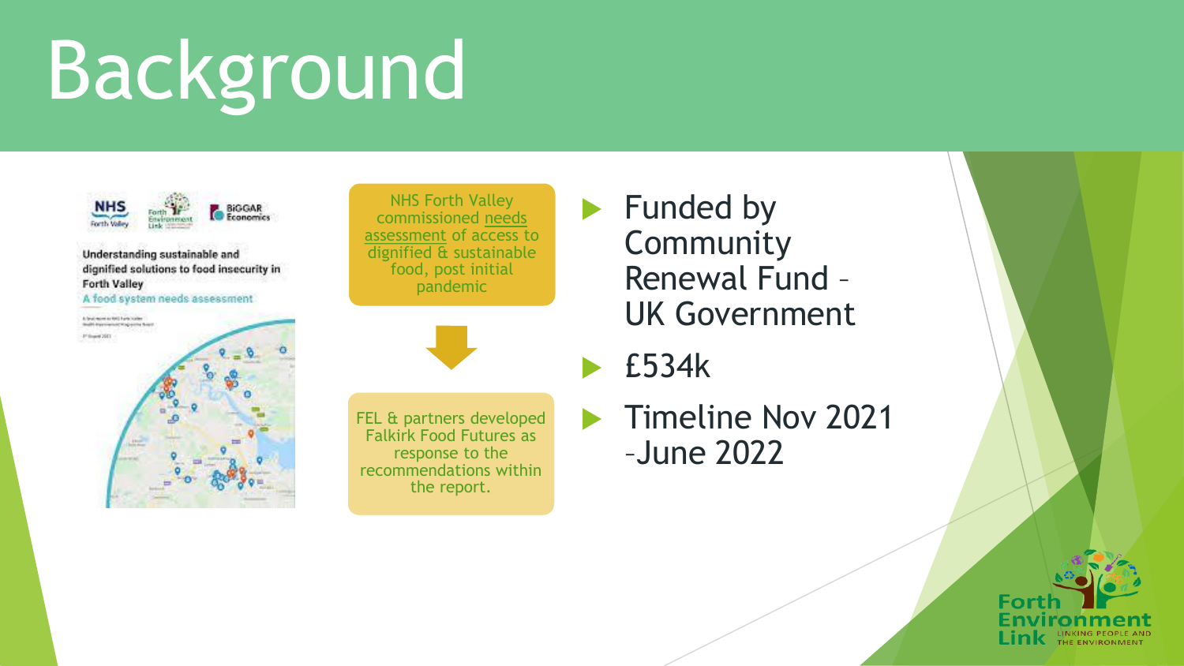# Background

NHS Forth Valley commissioned needs assessment of access to dignified & sustainable food, post initial pandemic

FEL & partners developed Falkirk Food Futures as response to the recommendations within the report.

- Funded by Community Renewal Fund – UK Government
- £534k
- Timeline Nov 2021 –June 2022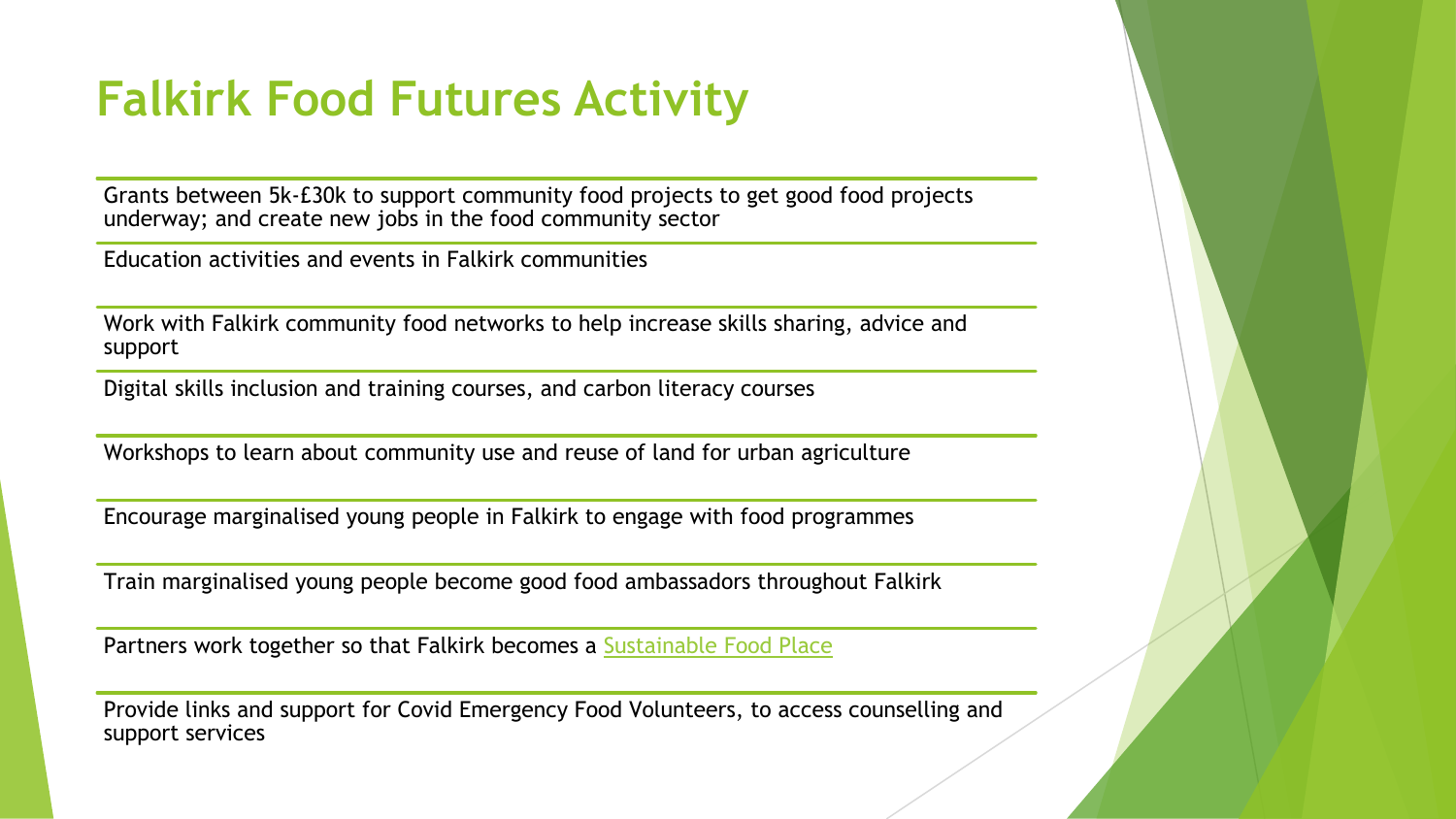# Falkirk Food Futures Activity

Grants between 5k-£30k to support community food projects to get good food projects underway; and create new jobs in the food community sector

Education activities and events in Falkirk communities

Work with Falkirk community food networks to help increase skills sharing, advice and support

Digital skills inclusion and training courses, and carbon literacy courses

Workshops to learn about community use and reuse of land for urban agriculture

Encourage marginalised young people in Falkirk to engage with food programmes

Train marginalised young people become good food ambassadors throughout Falkirk

Partners work together so that Falkirk becomes a Sustainable Food Place

Provide links and support for Covid Emergency Food Volunteers, to access counselling and support services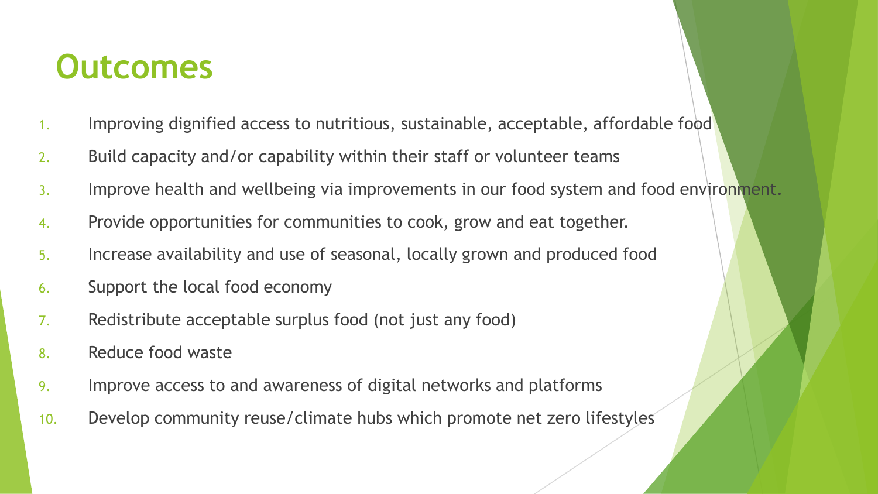# Outcomes

1. Improving dignified access to nutritious, sustainable, acceptable, affordable food
2. Build capacity and/or capability within their staff or volunteer teams
3. Improve health and wellbeing via improvements in our food system and food environment.
4. Provide opportunities for communities to cook, grow and eat together.
5. Increase availability and use of seasonal, locally grown and produced food
6. Support the local food economy
7. Redistribute acceptable surplus food (not just any food)
8. Reduce food waste
9. Improve access to and awareness of digital networks and platforms
10. Develop community reuse/climate hubs which promote net zero lifestyles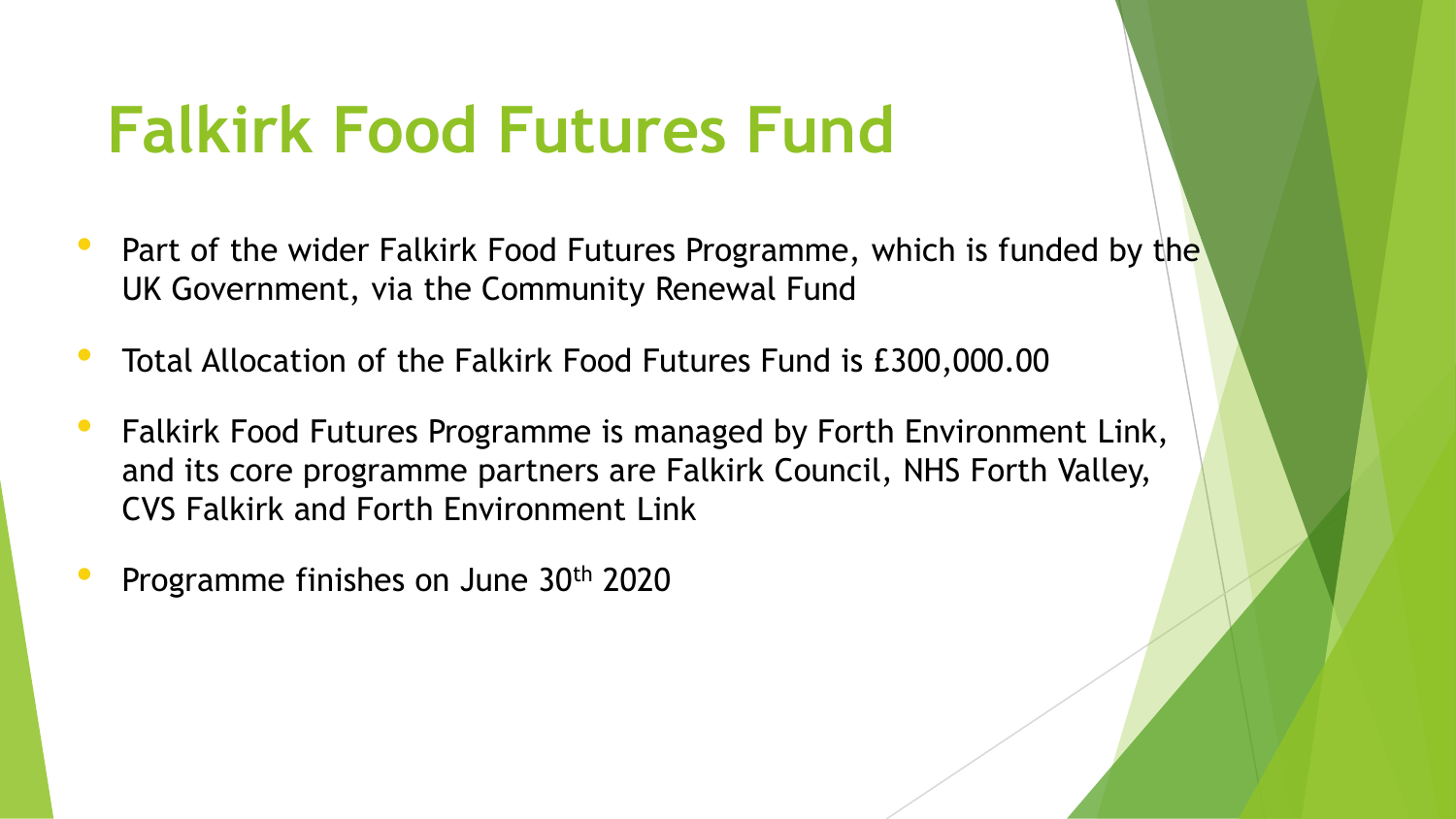# Falkirk Food Futures Fund

- Part of the wider Falkirk Food Futures Programme, which is funded by the UK Government, via the Community Renewal Fund
- Total Allocation of the Falkirk Food Futures Fund is £300,000.00
- Falkirk Food Futures Programme is managed by Forth Environment Link, and its core programme partners are Falkirk Council, NHS Forth Valley, CVS Falkirk and Forth Environment Link
- Programme finishes on June 30th 2020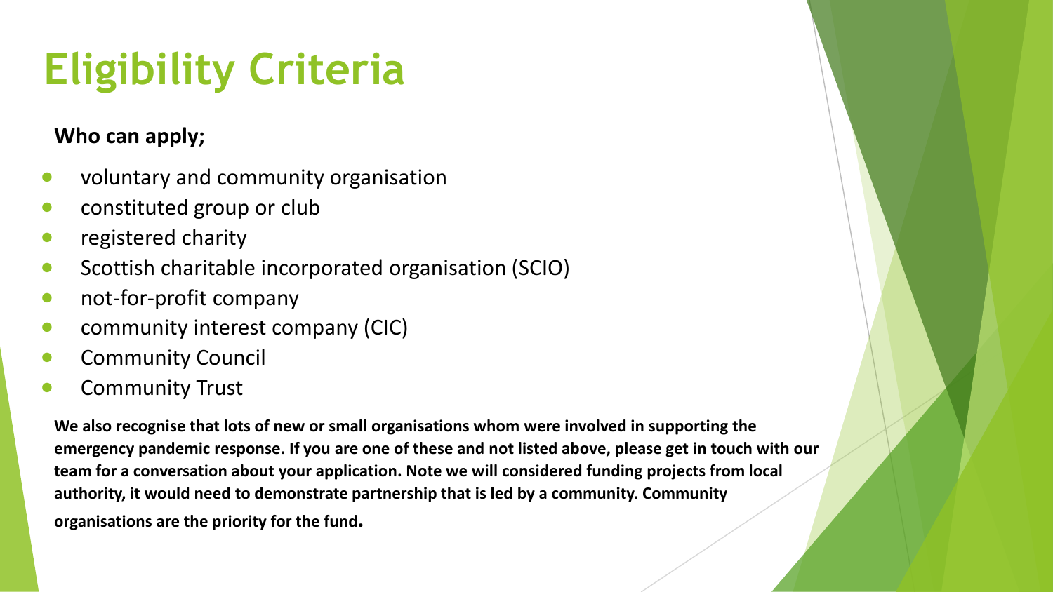# Eligibility Criteria

**Who can apply;**

- voluntary and community organisation
- constituted group or club
- registered charity
- Scottish charitable incorporated organisation (SCIO)
- not-for-profit company
- community interest company (CIC)
- Community Council
- Community Trust

**We also recognise that lots of new or small organisations whom were involved in supporting the emergency pandemic response. If you are one of these and not listed above, please get in touch with our team for a conversation about your application. Note we will considered funding projects from local authority, it would need to demonstrate partnership that is led by a community. Community organisations are the priority for the fund.**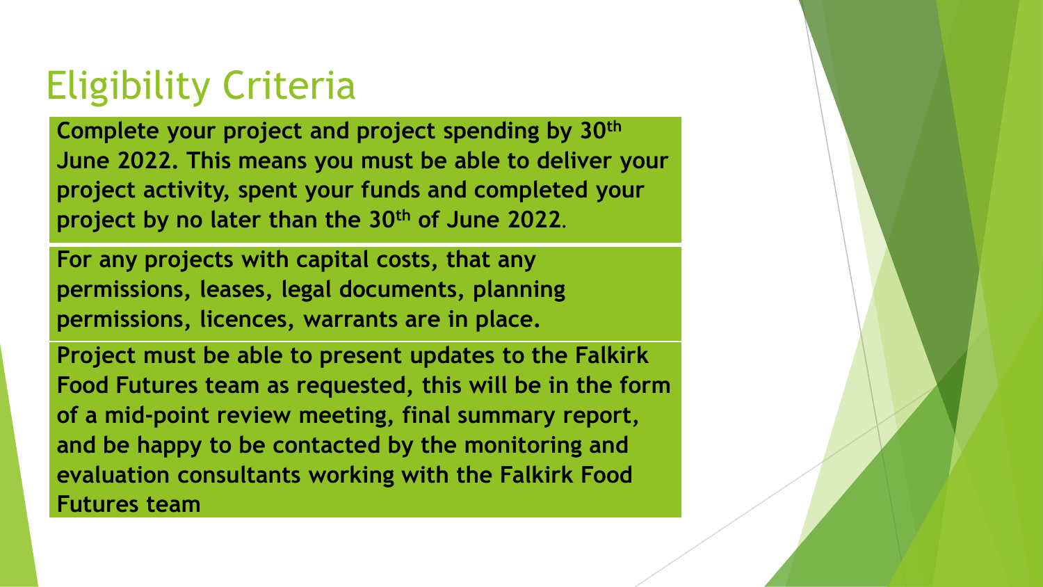# Eligibility Criteria

**Complete your project and project spending by 30th June 2022. This means you must be able to deliver your project activity, spent your funds and completed your project by no later than the 30th of June 2022**.

**For any projects with capital costs, that any permissions, leases, legal documents, planning permissions, licences, warrants are in place.**

**Project must be able to present updates to the Falkirk Food Futures team as requested, this will be in the form of a mid-point review meeting, final summary report, and be happy to be contacted by the monitoring and evaluation consultants working with the Falkirk Food Futures team**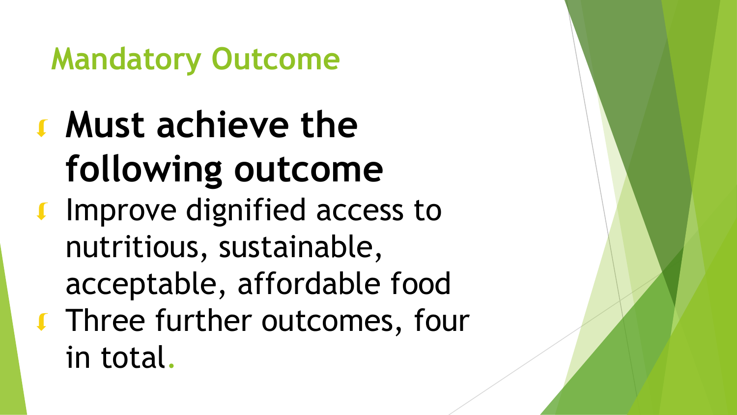# Mandatory Outcome

- **Must achieve the following outcome**
- Improve dignified access to nutritious, sustainable, acceptable, affordable food
- Three further outcomes, four in total.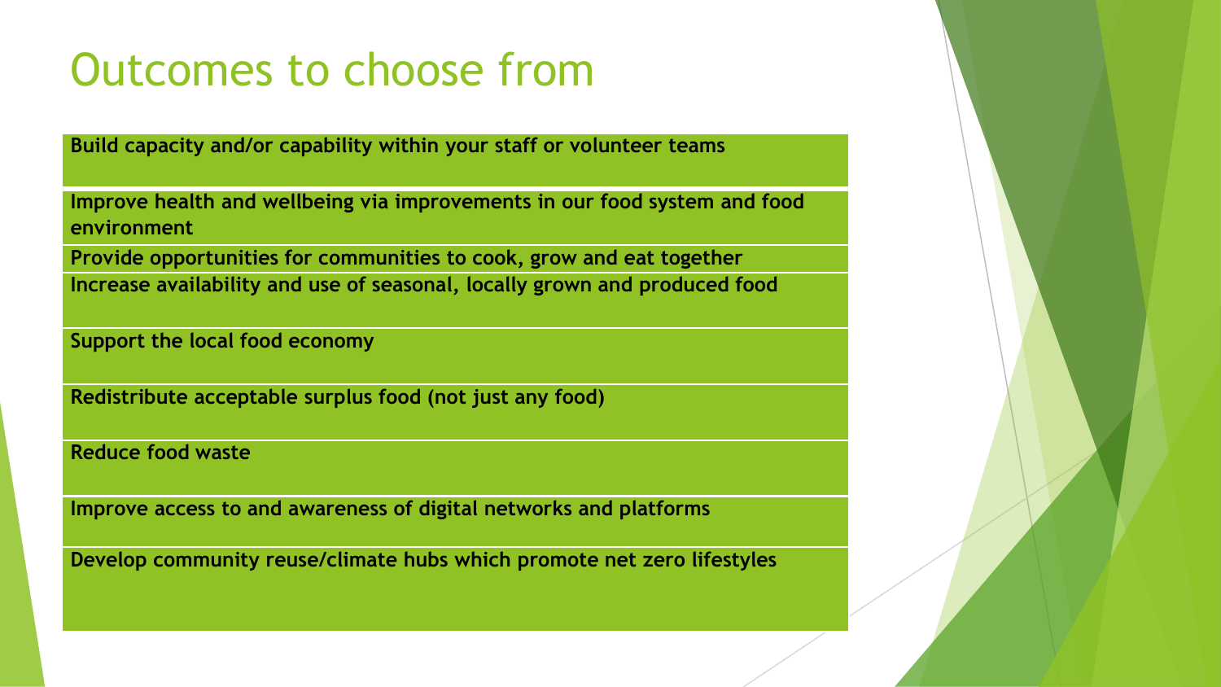# Outcomes to choose from

| |
|---|
| **Build capacity and/or capability within your staff or volunteer teams** |
| **Improve health and wellbeing via improvements in our food system and food environment** |
| **Provide opportunities for communities to cook, grow and eat together** |
| **Increase availability and use of seasonal, locally grown and produced food** |
| **Support the local food economy** |
| **Redistribute acceptable surplus food (not just any food)** |
| **Reduce food waste** |
| **Improve access to and awareness of digital networks and platforms** |
| **Develop community reuse/climate hubs which promote net zero lifestyles** |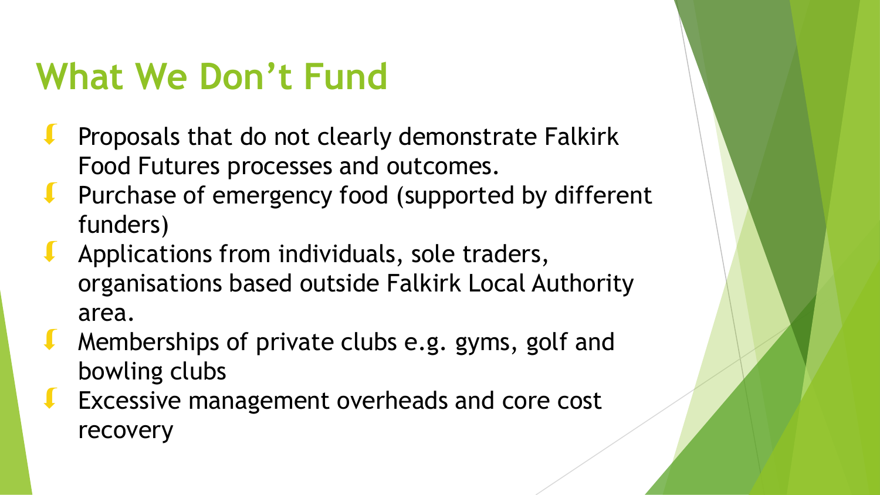# What We Don't Fund

- Proposals that do not clearly demonstrate Falkirk Food Futures processes and outcomes.
- Purchase of emergency food (supported by different funders)
- Applications from individuals, sole traders, organisations based outside Falkirk Local Authority area.
- Memberships of private clubs e.g. gyms, golf and bowling clubs
- Excessive management overheads and core cost recovery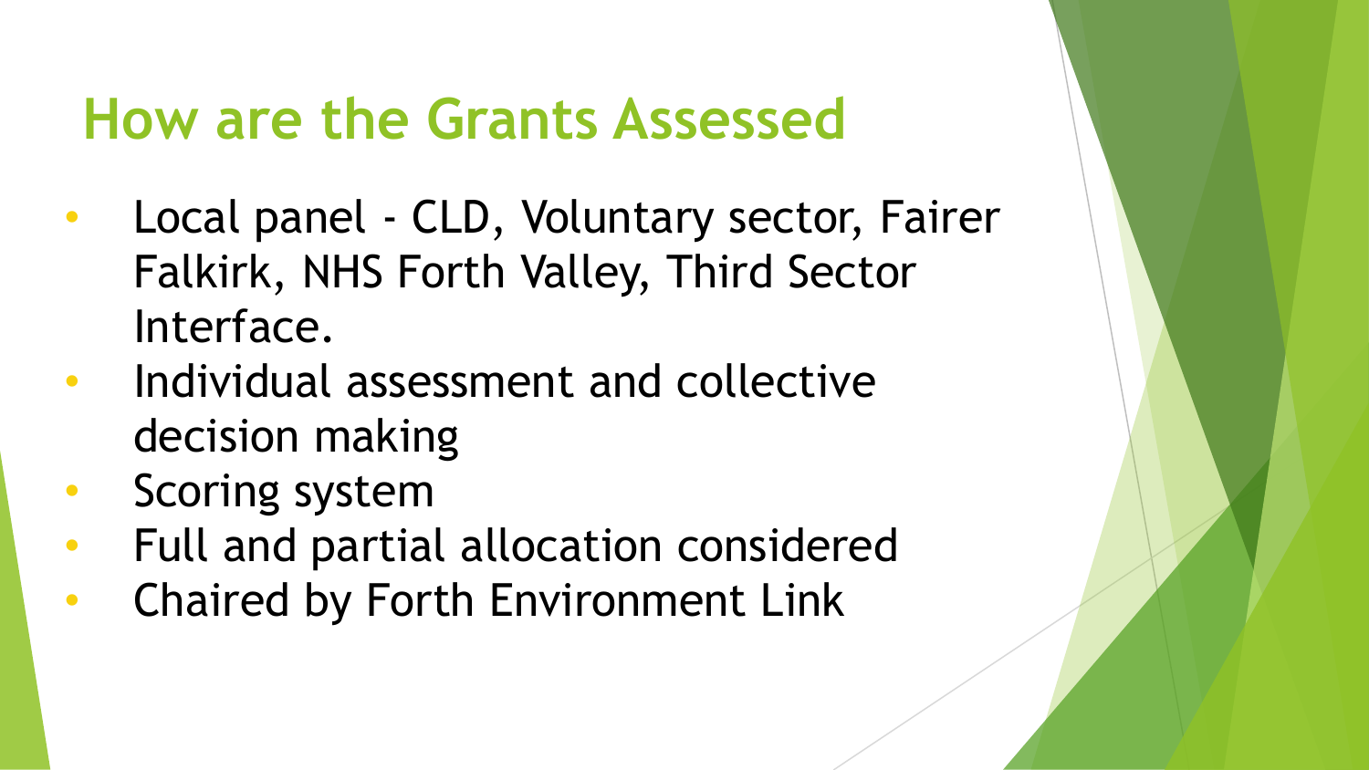# How are the Grants Assessed

- Local panel - CLD, Voluntary sector, Fairer Falkirk, NHS Forth Valley, Third Sector Interface.
- Individual assessment and collective decision making
- Scoring system
- Full and partial allocation considered
- Chaired by Forth Environment Link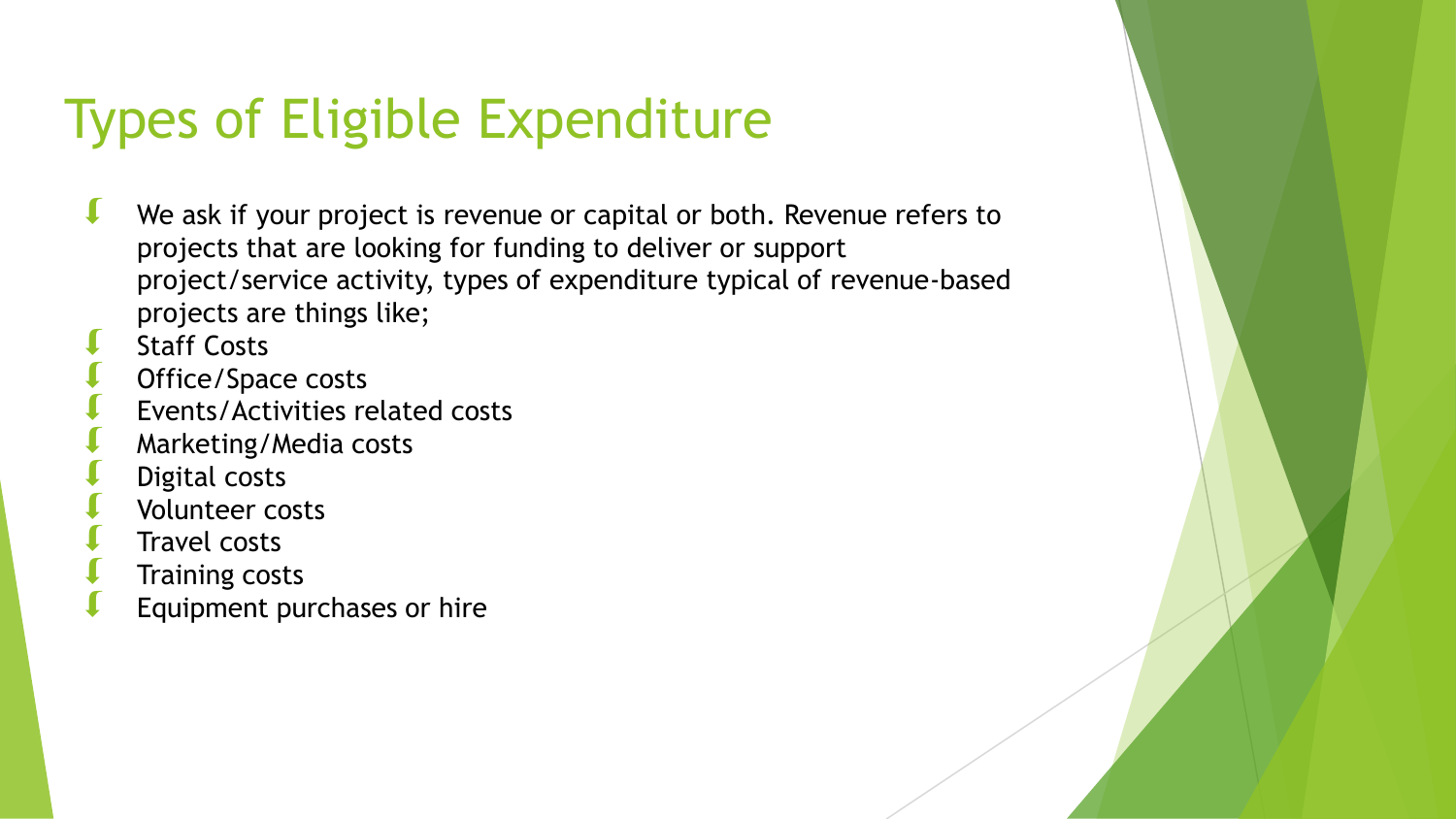# Types of Eligible Expenditure

- We ask if your project is revenue or capital or both. Revenue refers to projects that are looking for funding to deliver or support project/service activity, types of expenditure typical of revenue-based projects are things like;
- Staff Costs
- Office/Space costs
- Events/Activities related costs
- Marketing/Media costs
- Digital costs
- Volunteer costs
- Travel costs
- Training costs
- Equipment purchases or hire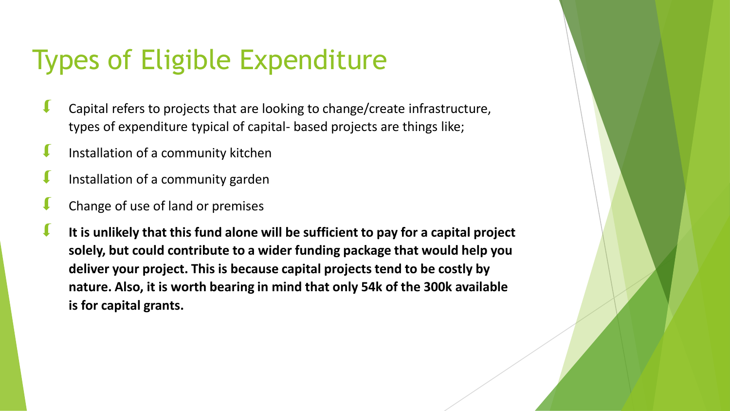# Types of Eligible Expenditure

- Capital refers to projects that are looking to change/create infrastructure, types of expenditure typical of capital- based projects are things like;
- Installation of a community kitchen
- Installation of a community garden
- Change of use of land or premises
- **It is unlikely that this fund alone will be sufficient to pay for a capital project solely, but could contribute to a wider funding package that would help you deliver your project. This is because capital projects tend to be costly by nature. Also, it is worth bearing in mind that only 54k of the 300k available is for capital grants.**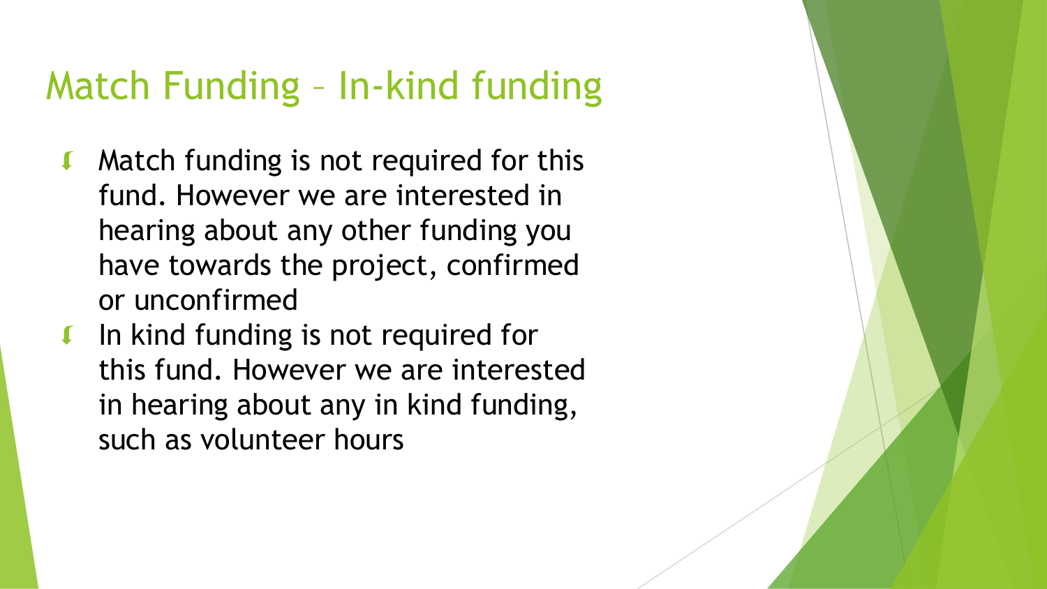# Match Funding – In-kind funding

- Match funding is not required for this fund. However we are interested in hearing about any other funding you have towards the project, confirmed or unconfirmed
- In kind funding is not required for this fund. However we are interested in hearing about any in kind funding, such as volunteer hours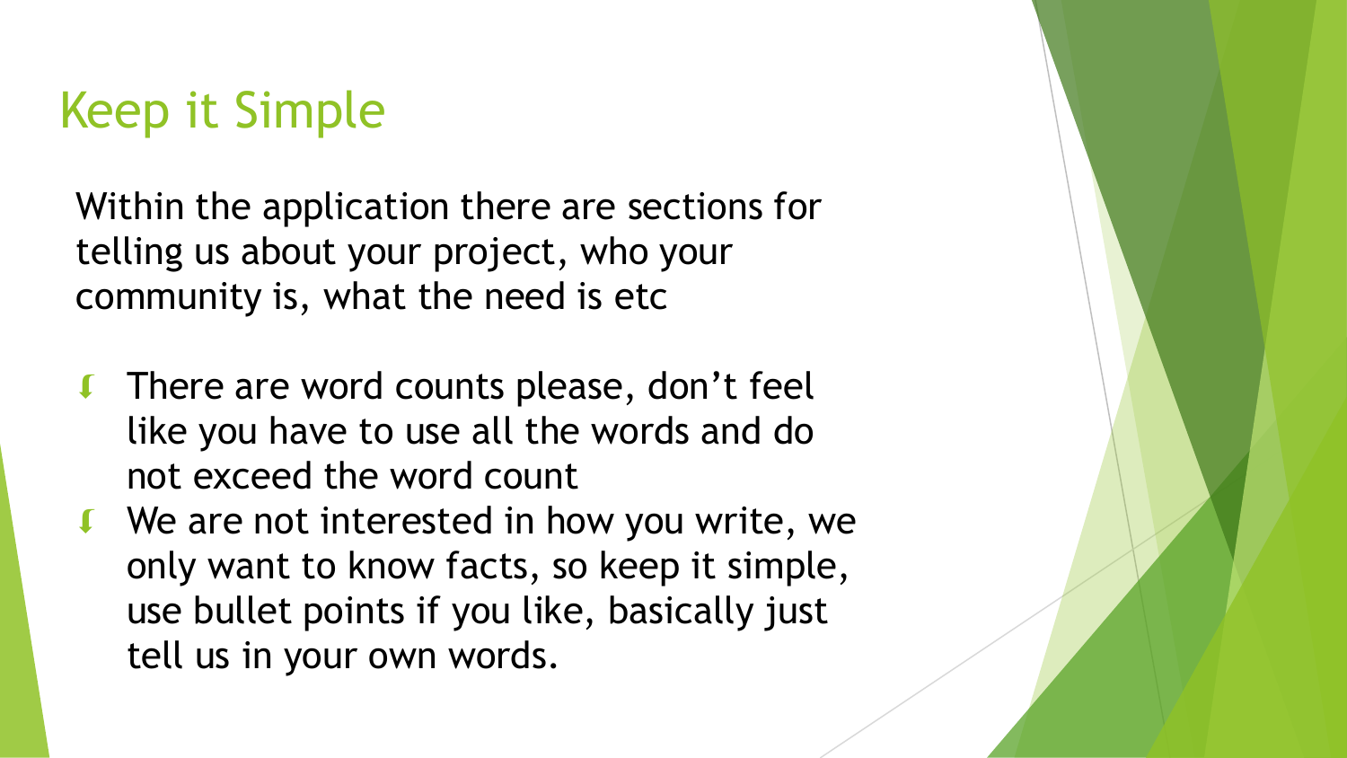# Keep it Simple

Within the application there are sections for telling us about your project, who your community is, what the need is etc

- There are word counts please, don't feel like you have to use all the words and do not exceed the word count
- We are not interested in how you write, we only want to know facts, so keep it simple, use bullet points if you like, basically just tell us in your own words.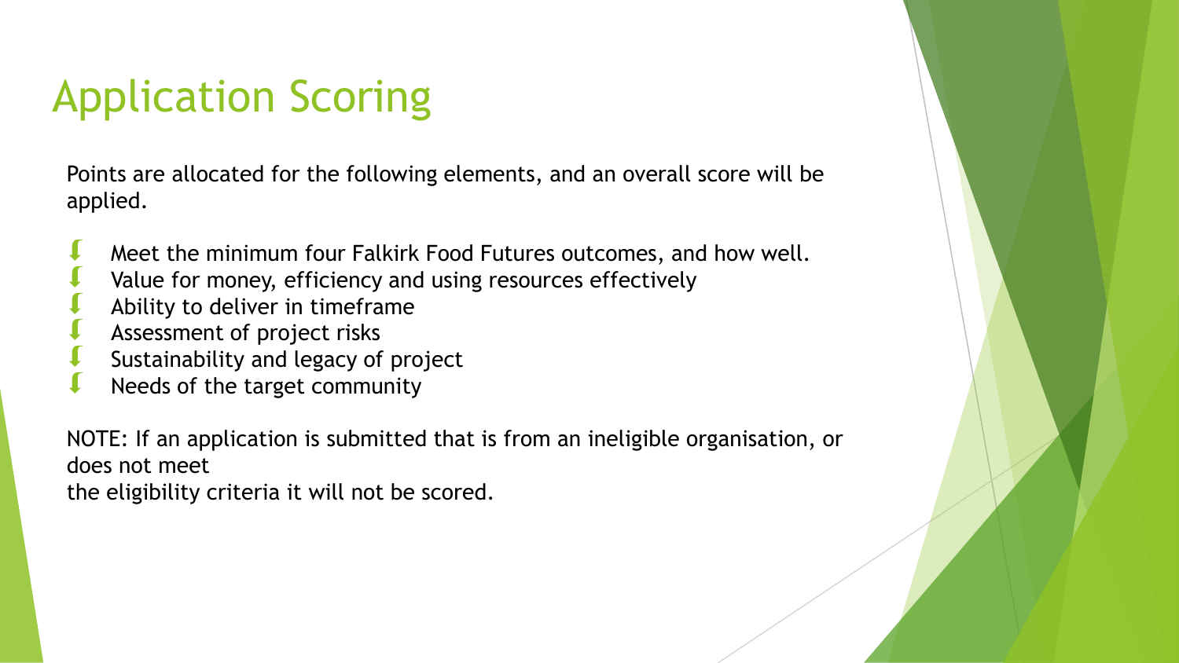# Application Scoring

Points are allocated for the following elements, and an overall score will be applied.

- Meet the minimum four Falkirk Food Futures outcomes, and how well.
- Value for money, efficiency and using resources effectively
- Ability to deliver in timeframe
- Assessment of project risks
- Sustainability and legacy of project
- Needs of the target community

NOTE: If an application is submitted that is from an ineligible organisation, or does not meet the eligibility criteria it will not be scored.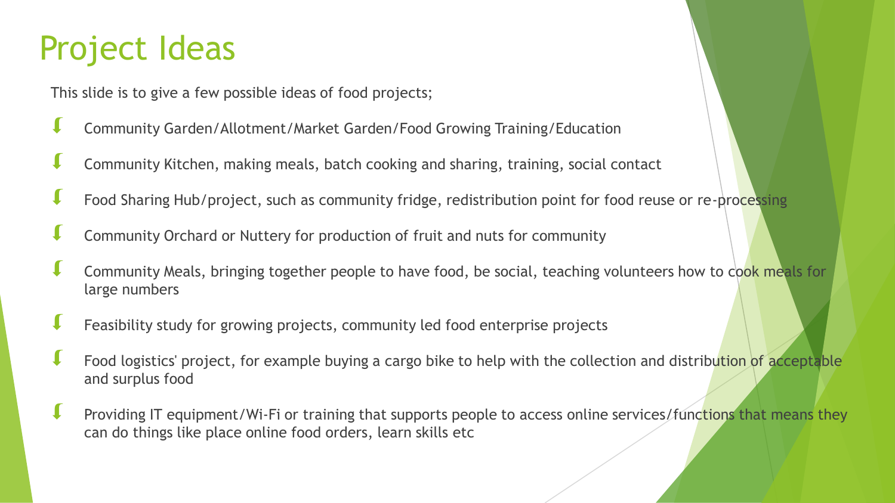# Project Ideas

This slide is to give a few possible ideas of food projects;

- Community Garden/Allotment/Market Garden/Food Growing Training/Education
- Community Kitchen, making meals, batch cooking and sharing, training, social contact
- Food Sharing Hub/project, such as community fridge, redistribution point for food reuse or re-processing
- Community Orchard or Nuttery for production of fruit and nuts for community
- Community Meals, bringing together people to have food, be social, teaching volunteers how to cook meals for large numbers
- Feasibility study for growing projects, community led food enterprise projects
- Food logistics' project, for example buying a cargo bike to help with the collection and distribution of acceptable and surplus food
- Providing IT equipment/Wi-Fi or training that supports people to access online services/functions that means they can do things like place online food orders, learn skills etc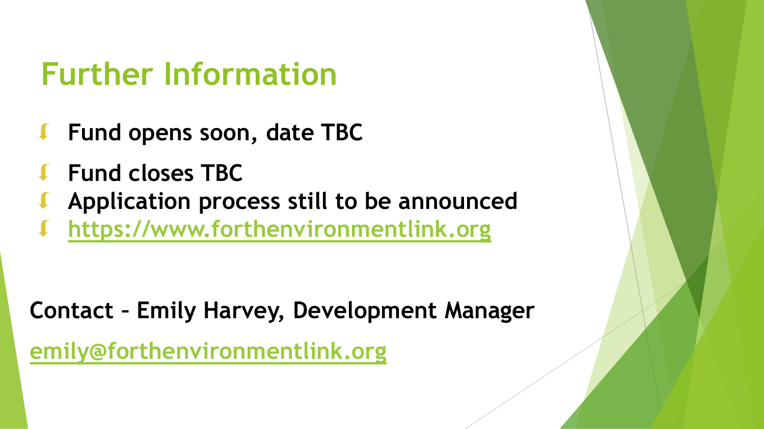# Further Information

- **Fund opens soon, date TBC**
- **Fund closes TBC**
- **Application process still to be announced**
- **https://www.forthenvironmentlink.org**

**Contact – Emily Harvey, Development Manager**

**emily@forthenvironmentlink.org**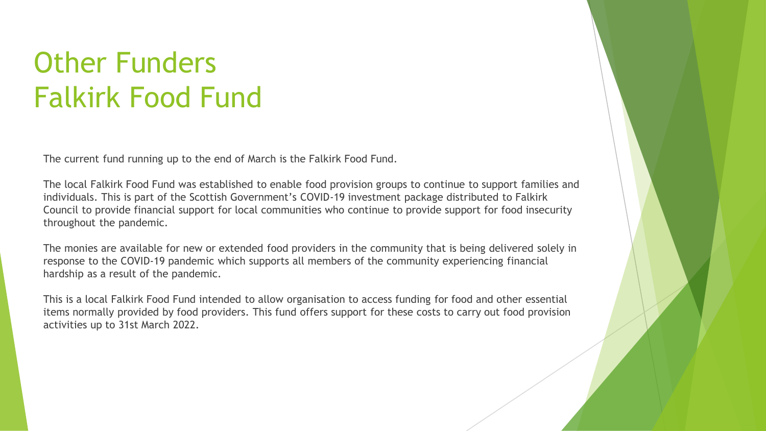# Other Funders
# Falkirk Food Fund

The current fund running up to the end of March is the Falkirk Food Fund.

The local Falkirk Food Fund was established to enable food provision groups to continue to support families and individuals. This is part of the Scottish Government's COVID-19 investment package distributed to Falkirk Council to provide financial support for local communities who continue to provide support for food insecurity throughout the pandemic.

The monies are available for new or extended food providers in the community that is being delivered solely in response to the COVID-19 pandemic which supports all members of the community experiencing financial hardship as a result of the pandemic.

This is a local Falkirk Food Fund intended to allow organisation to access funding for food and other essential items normally provided by food providers. This fund offers support for these costs to carry out food provision activities up to 31st March 2022.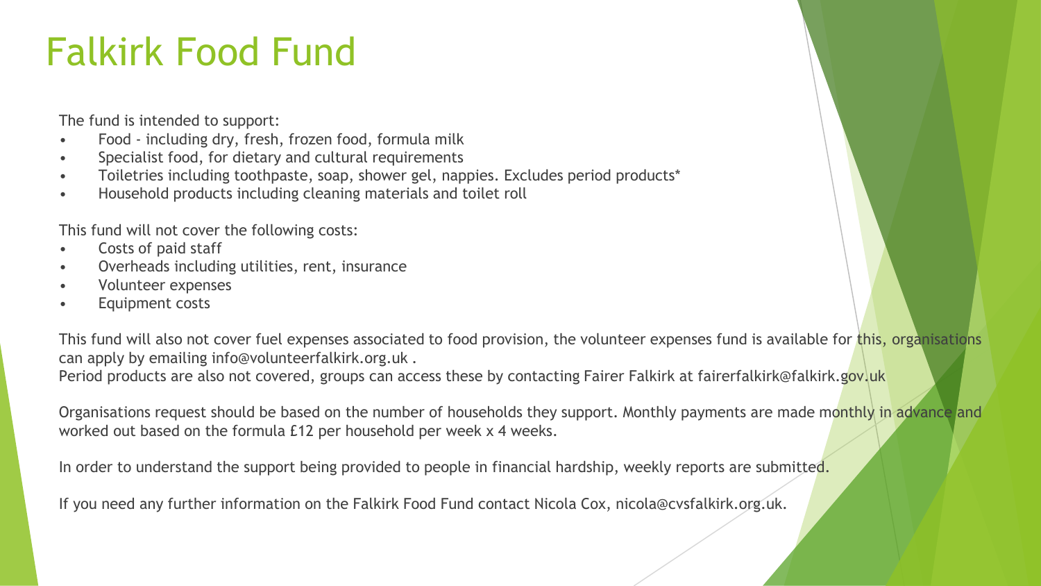# Falkirk Food Fund

The fund is intended to support:

- Food - including dry, fresh, frozen food, formula milk
- Specialist food, for dietary and cultural requirements
- Toiletries including toothpaste, soap, shower gel, nappies. Excludes period products*
- Household products including cleaning materials and toilet roll

This fund will not cover the following costs:

- Costs of paid staff
- Overheads including utilities, rent, insurance
- Volunteer expenses
- Equipment costs

This fund will also not cover fuel expenses associated to food provision, the volunteer expenses fund is available for this, organisations can apply by emailing info@volunteerfalkirk.org.uk .
Period products are also not covered, groups can access these by contacting Fairer Falkirk at fairerfalkirk@falkirk.gov.uk

Organisations request should be based on the number of households they support. Monthly payments are made monthly in advance and worked out based on the formula £12 per household per week x 4 weeks.

In order to understand the support being provided to people in financial hardship, weekly reports are submitted.

If you need any further information on the Falkirk Food Fund contact Nicola Cox, nicola@cvsfalkirk.org.uk.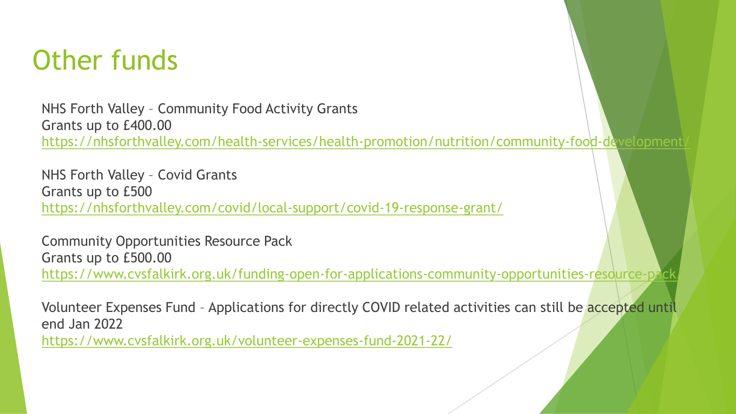# Other funds

NHS Forth Valley – Community Food Activity Grants
Grants up to £400.00
https://nhsforthvalley.com/health-services/health-promotion/nutrition/community-food-development/

NHS Forth Valley – Covid Grants
Grants up to £500
https://nhsforthvalley.com/covid/local-support/covid-19-response-grant/

Community Opportunities Resource Pack
Grants up to £500.00
https://www.cvsfalkirk.org.uk/funding-open-for-applications-community-opportunities-resource-pack/

Volunteer Expenses Fund – Applications for directly COVID related activities can still be accepted until end Jan 2022
https://www.cvsfalkirk.org.uk/volunteer-expenses-fund-2021-22/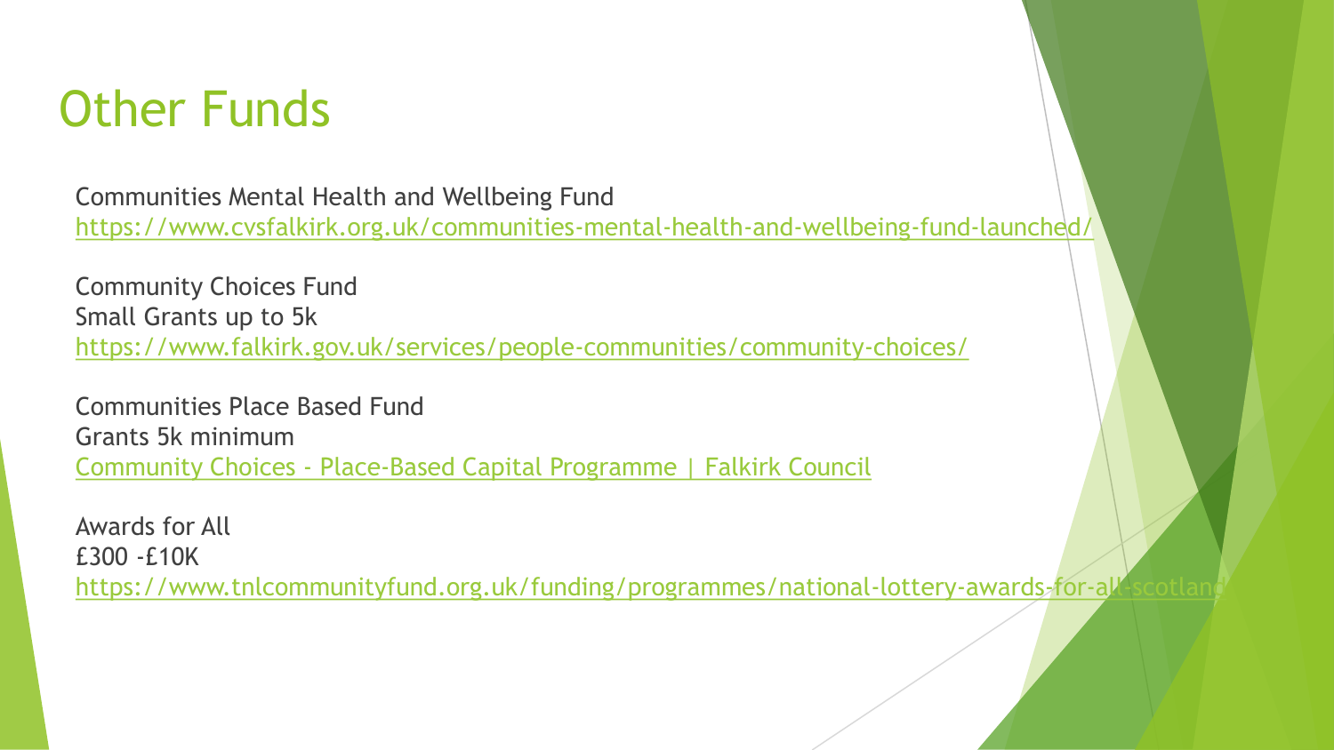# Other Funds

Communities Mental Health and Wellbeing Fund
https://www.cvsfalkirk.org.uk/communities-mental-health-and-wellbeing-fund-launched/

Community Choices Fund
Small Grants up to 5k
https://www.falkirk.gov.uk/services/people-communities/community-choices/

Communities Place Based Fund
Grants 5k minimum
Community Choices - Place-Based Capital Programme | Falkirk Council

Awards for All
£300 -£10K
https://www.tnlcommunityfund.org.uk/funding/programmes/national-lottery-awards-for-all-scotland